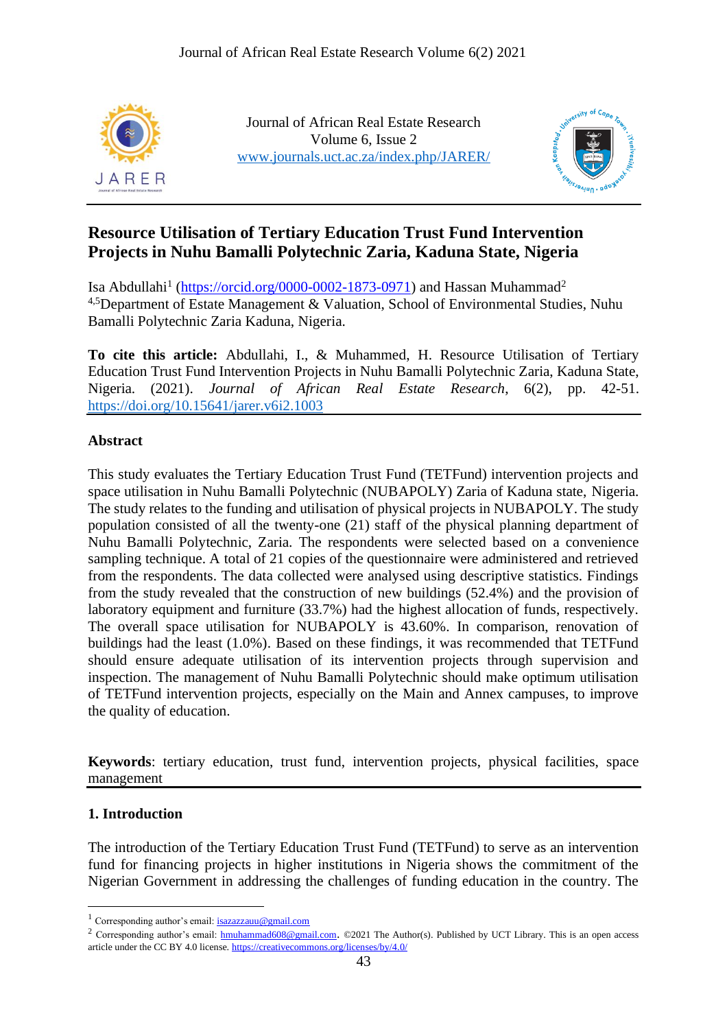Journal of African Real Estate Research
Volume 6, Issue 2
www.journals.uct.ac.za/index.php/JARER/

# Resource Utilisation of Tertiary Education Trust Fund Intervention Projects in Nuhu Bamalli Polytechnic Zaria, Kaduna State, Nigeria

Isa Abdullahi[1] (https://orcid.org/0000-0002-1873-0971) and Hassan Muhammad[2]
[4,5]Department of Estate Management & Valuation, School of Environmental Studies, Nuhu Bamalli Polytechnic Zaria Kaduna, Nigeria.

**To cite this article:** Abdullahi, I., & Muhammed, H. Resource Utilisation of Tertiary Education Trust Fund Intervention Projects in Nuhu Bamalli Polytechnic Zaria, Kaduna State, Nigeria. (2021). *Journal of African Real Estate Research*, 6(2), pp. 42-51. https://doi.org/10.15641/jarer.v6i2.1003

## Abstract

This study evaluates the Tertiary Education Trust Fund (TETFund) intervention projects and space utilisation in Nuhu Bamalli Polytechnic (NUBAPOLY) Zaria of Kaduna state, Nigeria. The study relates to the funding and utilisation of physical projects in NUBAPOLY. The study population consisted of all the twenty-one (21) staff of the physical planning department of Nuhu Bamalli Polytechnic, Zaria. The respondents were selected based on a convenience sampling technique. A total of 21 copies of the questionnaire were administered and retrieved from the respondents. The data collected were analysed using descriptive statistics. Findings from the study revealed that the construction of new buildings (52.4%) and the provision of laboratory equipment and furniture (33.7%) had the highest allocation of funds, respectively. The overall space utilisation for NUBAPOLY is 43.60%. In comparison, renovation of buildings had the least (1.0%). Based on these findings, it was recommended that TETFund should ensure adequate utilisation of its intervention projects through supervision and inspection. The management of Nuhu Bamalli Polytechnic should make optimum utilisation of TETFund intervention projects, especially on the Main and Annex campuses, to improve the quality of education.

**Keywords**: tertiary education, trust fund, intervention projects, physical facilities, space management

## 1. Introduction

The introduction of the Tertiary Education Trust Fund (TETFund) to serve as an intervention fund for financing projects in higher institutions in Nigeria shows the commitment of the Nigerian Government in addressing the challenges of funding education in the country. The

---

[1] Corresponding author's email: isazazzauu@gmail.com

[2] Corresponding author's email: hmuhammad608@gmail.com. ©2021 The Author(s). Published by UCT Library. This is an open access article under the CC BY 4.0 license. https://creativecommons.org/licenses/by/4.0/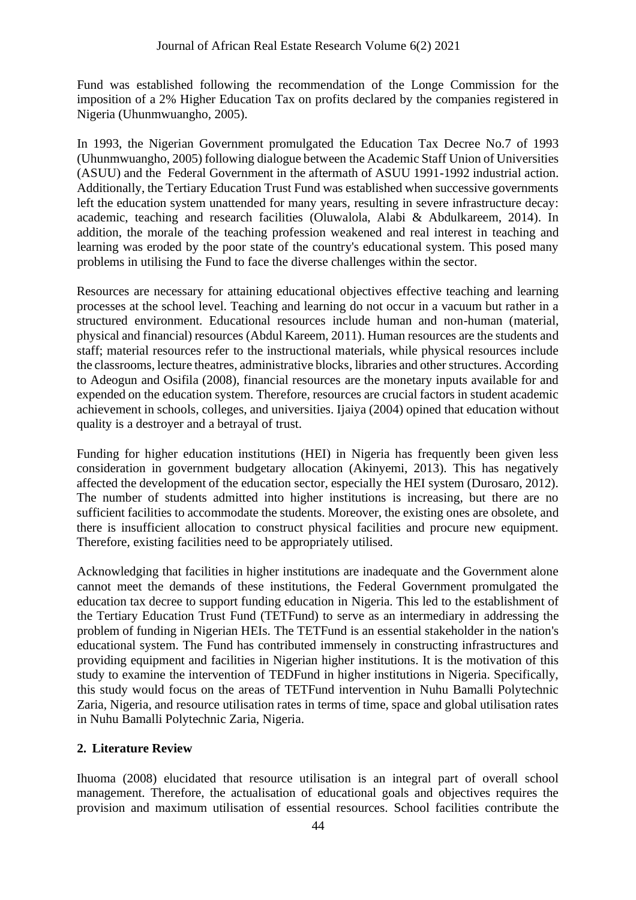Fund was established following the recommendation of the Longe Commission for the imposition of a 2% Higher Education Tax on profits declared by the companies registered in Nigeria (Uhunmwuangho, 2005).

In 1993, the Nigerian Government promulgated the Education Tax Decree No.7 of 1993 (Uhunmwuangho, 2005) following dialogue between the Academic Staff Union of Universities (ASUU) and the Federal Government in the aftermath of ASUU 1991-1992 industrial action. Additionally, the Tertiary Education Trust Fund was established when successive governments left the education system unattended for many years, resulting in severe infrastructure decay: academic, teaching and research facilities (Oluwalola, Alabi & Abdulkareem, 2014). In addition, the morale of the teaching profession weakened and real interest in teaching and learning was eroded by the poor state of the country's educational system. This posed many problems in utilising the Fund to face the diverse challenges within the sector.

Resources are necessary for attaining educational objectives effective teaching and learning processes at the school level. Teaching and learning do not occur in a vacuum but rather in a structured environment. Educational resources include human and non-human (material, physical and financial) resources (Abdul Kareem, 2011). Human resources are the students and staff; material resources refer to the instructional materials, while physical resources include the classrooms, lecture theatres, administrative blocks, libraries and other structures. According to Adeogun and Osifila (2008), financial resources are the monetary inputs available for and expended on the education system. Therefore, resources are crucial factors in student academic achievement in schools, colleges, and universities. Ijaiya (2004) opined that education without quality is a destroyer and a betrayal of trust.

Funding for higher education institutions (HEI) in Nigeria has frequently been given less consideration in government budgetary allocation (Akinyemi, 2013). This has negatively affected the development of the education sector, especially the HEI system (Durosaro, 2012). The number of students admitted into higher institutions is increasing, but there are no sufficient facilities to accommodate the students. Moreover, the existing ones are obsolete, and there is insufficient allocation to construct physical facilities and procure new equipment. Therefore, existing facilities need to be appropriately utilised.

Acknowledging that facilities in higher institutions are inadequate and the Government alone cannot meet the demands of these institutions, the Federal Government promulgated the education tax decree to support funding education in Nigeria. This led to the establishment of the Tertiary Education Trust Fund (TETFund) to serve as an intermediary in addressing the problem of funding in Nigerian HEIs. The TETFund is an essential stakeholder in the nation's educational system. The Fund has contributed immensely in constructing infrastructures and providing equipment and facilities in Nigerian higher institutions. It is the motivation of this study to examine the intervention of TEDFund in higher institutions in Nigeria. Specifically, this study would focus on the areas of TETFund intervention in Nuhu Bamalli Polytechnic Zaria, Nigeria, and resource utilisation rates in terms of time, space and global utilisation rates in Nuhu Bamalli Polytechnic Zaria, Nigeria.

## 2. Literature Review

Ihuoma (2008) elucidated that resource utilisation is an integral part of overall school management. Therefore, the actualisation of educational goals and objectives requires the provision and maximum utilisation of essential resources. School facilities contribute the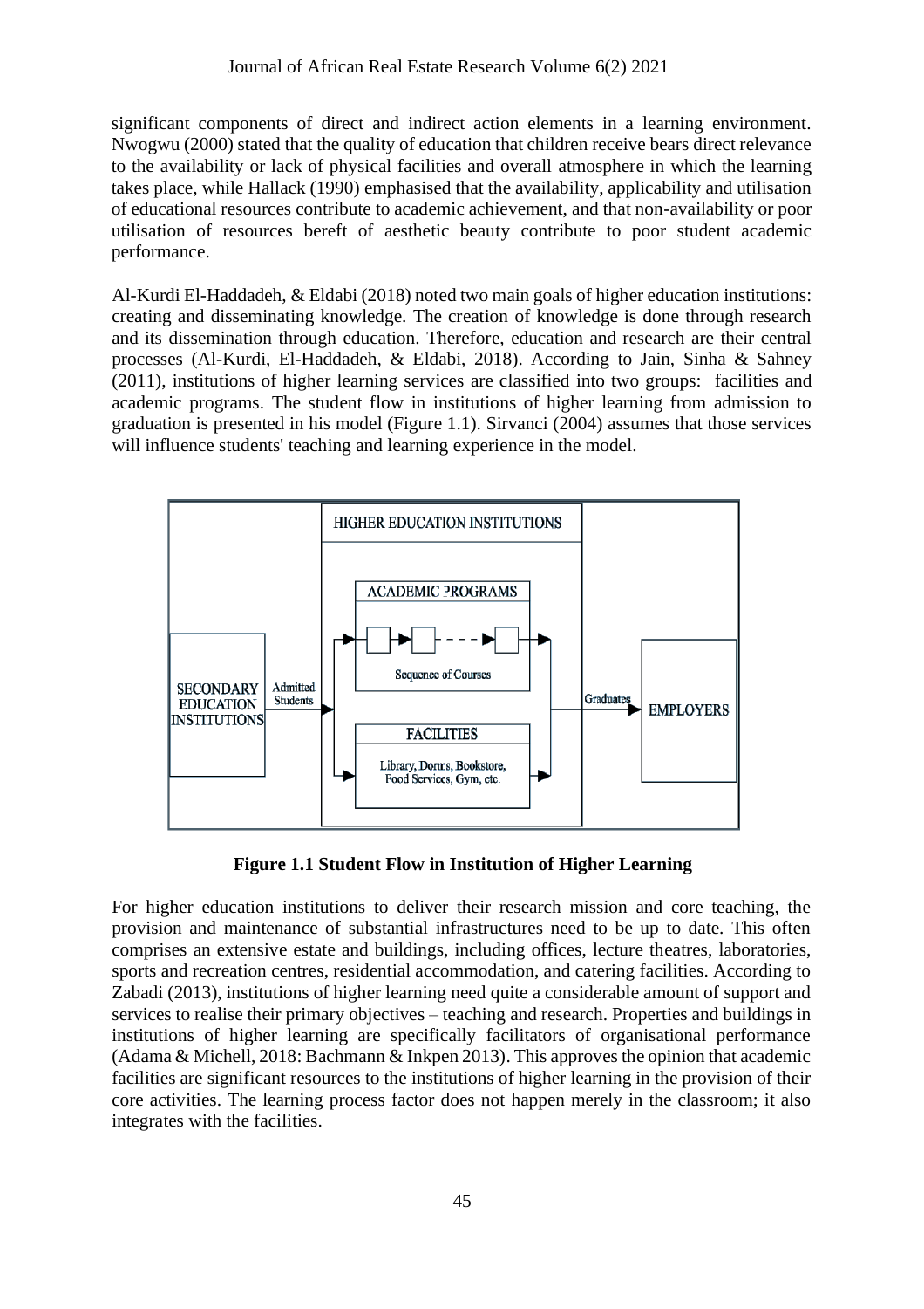significant components of direct and indirect action elements in a learning environment. Nwogwu (2000) stated that the quality of education that children receive bears direct relevance to the availability or lack of physical facilities and overall atmosphere in which the learning takes place, while Hallack (1990) emphasised that the availability, applicability and utilisation of educational resources contribute to academic achievement, and that non-availability or poor utilisation of resources bereft of aesthetic beauty contribute to poor student academic performance.

Al-Kurdi El-Haddadeh, & Eldabi (2018) noted two main goals of higher education institutions: creating and disseminating knowledge. The creation of knowledge is done through research and its dissemination through education. Therefore, education and research are their central processes (Al-Kurdi, El-Haddadeh, & Eldabi, 2018). According to Jain, Sinha & Sahney (2011), institutions of higher learning services are classified into two groups: facilities and academic programs. The student flow in institutions of higher learning from admission to graduation is presented in his model (Figure 1.1). Sirvanci (2004) assumes that those services will influence students' teaching and learning experience in the model.

**Figure 1.1 Student Flow in Institution of Higher Learning**

For higher education institutions to deliver their research mission and core teaching, the provision and maintenance of substantial infrastructures need to be up to date. This often comprises an extensive estate and buildings, including offices, lecture theatres, laboratories, sports and recreation centres, residential accommodation, and catering facilities. According to Zabadi (2013), institutions of higher learning need quite a considerable amount of support and services to realise their primary objectives – teaching and research. Properties and buildings in institutions of higher learning are specifically facilitators of organisational performance (Adama & Michell, 2018: Bachmann & Inkpen 2013). This approves the opinion that academic facilities are significant resources to the institutions of higher learning in the provision of their core activities. The learning process factor does not happen merely in the classroom; it also integrates with the facilities.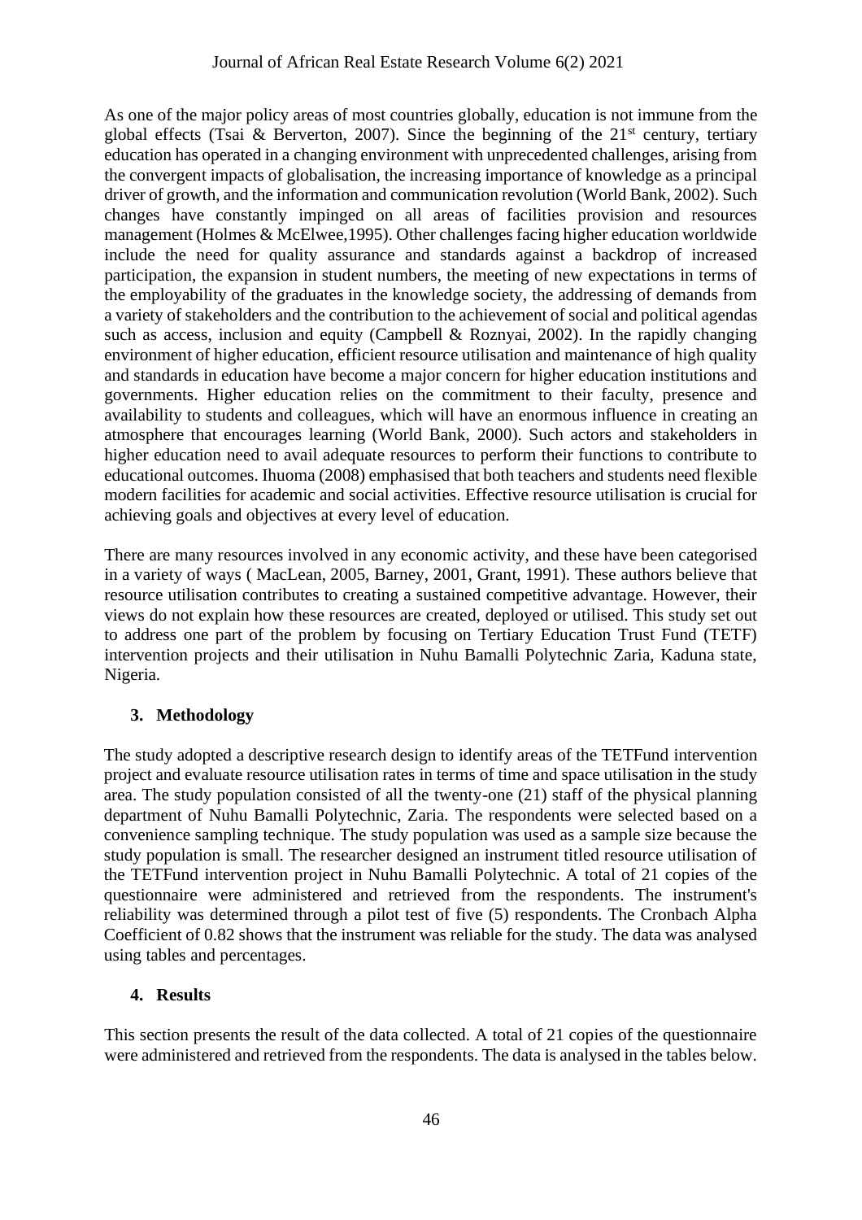As one of the major policy areas of most countries globally, education is not immune from the global effects (Tsai & Berverton, 2007). Since the beginning of the 21st century, tertiary education has operated in a changing environment with unprecedented challenges, arising from the convergent impacts of globalisation, the increasing importance of knowledge as a principal driver of growth, and the information and communication revolution (World Bank, 2002). Such changes have constantly impinged on all areas of facilities provision and resources management (Holmes & McElwee,1995). Other challenges facing higher education worldwide include the need for quality assurance and standards against a backdrop of increased participation, the expansion in student numbers, the meeting of new expectations in terms of the employability of the graduates in the knowledge society, the addressing of demands from a variety of stakeholders and the contribution to the achievement of social and political agendas such as access, inclusion and equity (Campbell & Roznyai, 2002). In the rapidly changing environment of higher education, efficient resource utilisation and maintenance of high quality and standards in education have become a major concern for higher education institutions and governments. Higher education relies on the commitment to their faculty, presence and availability to students and colleagues, which will have an enormous influence in creating an atmosphere that encourages learning (World Bank, 2000). Such actors and stakeholders in higher education need to avail adequate resources to perform their functions to contribute to educational outcomes. Ihuoma (2008) emphasised that both teachers and students need flexible modern facilities for academic and social activities. Effective resource utilisation is crucial for achieving goals and objectives at every level of education.

There are many resources involved in any economic activity, and these have been categorised in a variety of ways ( MacLean, 2005, Barney, 2001, Grant, 1991). These authors believe that resource utilisation contributes to creating a sustained competitive advantage. However, their views do not explain how these resources are created, deployed or utilised. This study set out to address one part of the problem by focusing on Tertiary Education Trust Fund (TETF) intervention projects and their utilisation in Nuhu Bamalli Polytechnic Zaria, Kaduna state, Nigeria.

## 3. Methodology

The study adopted a descriptive research design to identify areas of the TETFund intervention project and evaluate resource utilisation rates in terms of time and space utilisation in the study area. The study population consisted of all the twenty-one (21) staff of the physical planning department of Nuhu Bamalli Polytechnic, Zaria. The respondents were selected based on a convenience sampling technique. The study population was used as a sample size because the study population is small. The researcher designed an instrument titled resource utilisation of the TETFund intervention project in Nuhu Bamalli Polytechnic. A total of 21 copies of the questionnaire were administered and retrieved from the respondents. The instrument's reliability was determined through a pilot test of five (5) respondents. The Cronbach Alpha Coefficient of 0.82 shows that the instrument was reliable for the study. The data was analysed using tables and percentages.

## 4. Results

This section presents the result of the data collected. A total of 21 copies of the questionnaire were administered and retrieved from the respondents. The data is analysed in the tables below.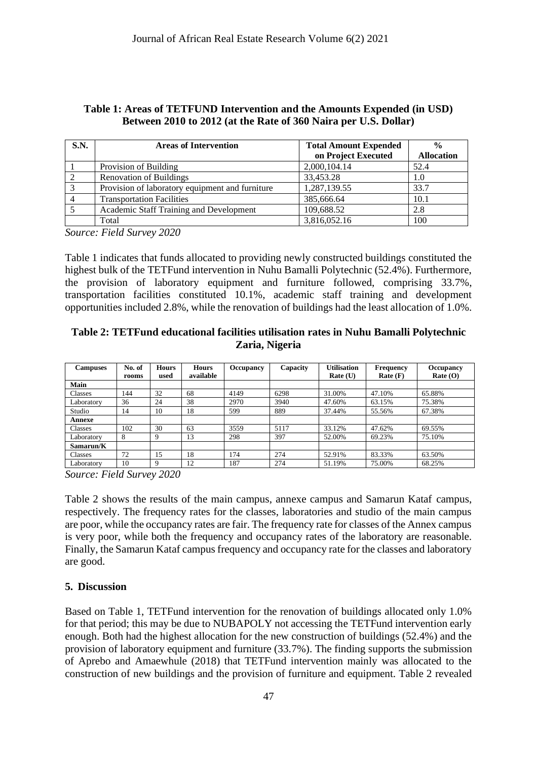**Table 1: Areas of TETFUND Intervention and the Amounts Expended (in USD) Between 2010 to 2012 (at the Rate of 360 Naira per U.S. Dollar)**

| S.N. | Areas of Intervention | Total Amount Expended on Project Executed | % Allocation |
|---|---|---|---|
| 1 | Provision of Building | 2,000,104.14 | 52.4 |
| 2 | Renovation of Buildings | 33,453.28 | 1.0 |
| 3 | Provision of laboratory equipment and furniture | 1,287,139.55 | 33.7 |
| 4 | Transportation Facilities | 385,666.64 | 10.1 |
| 5 | Academic Staff Training and Development | 109,688.52 | 2.8 |
| | Total | 3,816,052.16 | 100 |

*Source: Field Survey 2020*

Table 1 indicates that funds allocated to providing newly constructed buildings constituted the highest bulk of the TETFund intervention in Nuhu Bamalli Polytechnic (52.4%). Furthermore, the provision of laboratory equipment and furniture followed, comprising 33.7%, transportation facilities constituted 10.1%, academic staff training and development opportunities included 2.8%, while the renovation of buildings had the least allocation of 1.0%.

**Table 2: TETFund educational facilities utilisation rates in Nuhu Bamalli Polytechnic Zaria, Nigeria**

| Campuses | No. of rooms | Hours used | Hours available | Occupancy | Capacity | Utilisation Rate (U) | Frequency Rate (F) | Occupancy Rate (O) |
|---|---|---|---|---|---|---|---|---|
| **Main** | | | | | | | | |
| Classes | 144 | 32 | 68 | 4149 | 6298 | 31.00% | 47.10% | 65.88% |
| Laboratory | 36 | 24 | 38 | 2970 | 3940 | 47.60% | 63.15% | 75.38% |
| Studio | 14 | 10 | 18 | 599 | 889 | 37.44% | 55.56% | 67.38% |
| **Annexe** | | | | | | | | |
| Classes | 102 | 30 | 63 | 3559 | 5117 | 33.12% | 47.62% | 69.55% |
| Laboratory | 8 | 9 | 13 | 298 | 397 | 52.00% | 69.23% | 75.10% |
| **Samarun/K** | | | | | | | | |
| Classes | 72 | 15 | 18 | 174 | 274 | 52.91% | 83.33% | 63.50% |
| Laboratory | 10 | 9 | 12 | 187 | 274 | 51.19% | 75.00% | 68.25% |

*Source: Field Survey 2020*

Table 2 shows the results of the main campus, annexe campus and Samarun Kataf campus, respectively. The frequency rates for the classes, laboratories and studio of the main campus are poor, while the occupancy rates are fair. The frequency rate for classes of the Annex campus is very poor, while both the frequency and occupancy rates of the laboratory are reasonable. Finally, the Samarun Kataf campus frequency and occupancy rate for the classes and laboratory are good.

## 5. Discussion

Based on Table 1, TETFund intervention for the renovation of buildings allocated only 1.0% for that period; this may be due to NUBAPOLY not accessing the TETFund intervention early enough. Both had the highest allocation for the new construction of buildings (52.4%) and the provision of laboratory equipment and furniture (33.7%). The finding supports the submission of Aprebo and Amaewhule (2018) that TETFund intervention mainly was allocated to the construction of new buildings and the provision of furniture and equipment. Table 2 revealed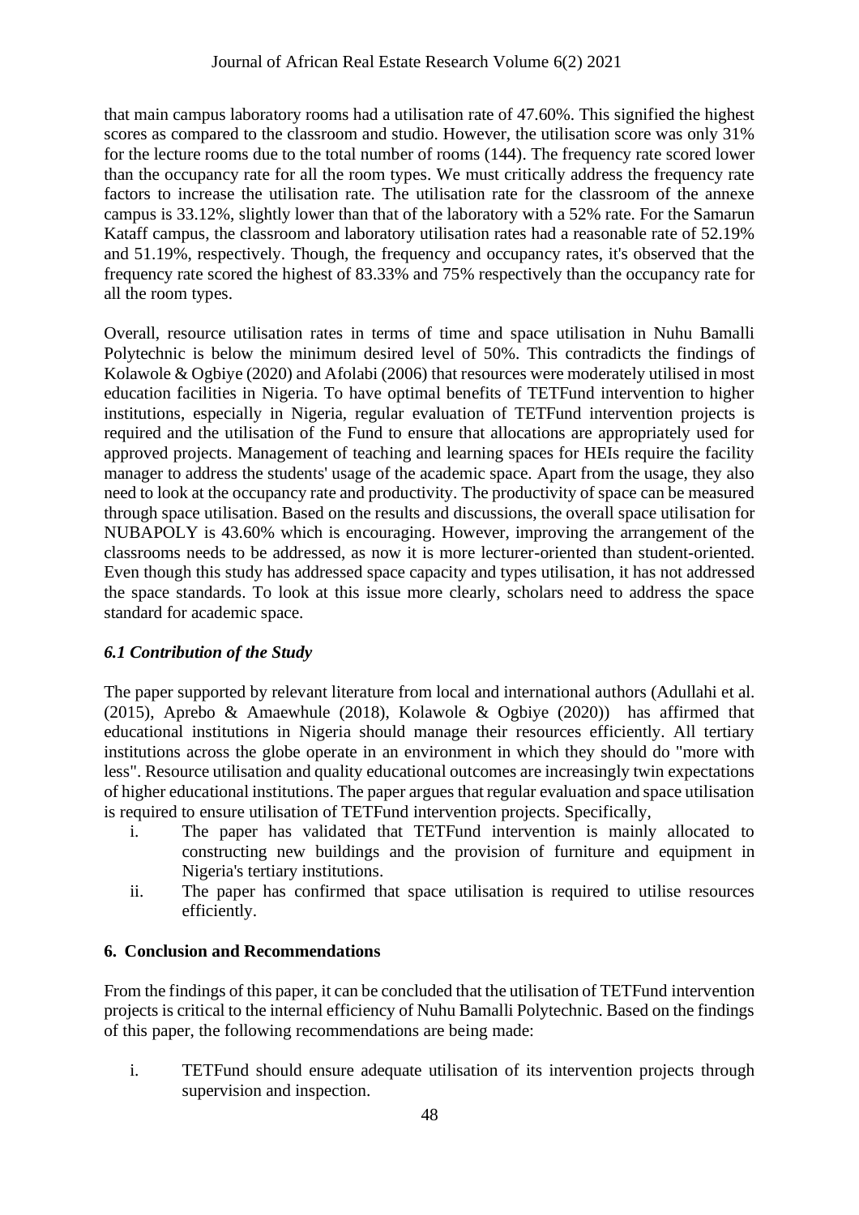that main campus laboratory rooms had a utilisation rate of 47.60%. This signified the highest scores as compared to the classroom and studio. However, the utilisation score was only 31% for the lecture rooms due to the total number of rooms (144). The frequency rate scored lower than the occupancy rate for all the room types. We must critically address the frequency rate factors to increase the utilisation rate. The utilisation rate for the classroom of the annexe campus is 33.12%, slightly lower than that of the laboratory with a 52% rate. For the Samarun Kataff campus, the classroom and laboratory utilisation rates had a reasonable rate of 52.19% and 51.19%, respectively. Though, the frequency and occupancy rates, it's observed that the frequency rate scored the highest of 83.33% and 75% respectively than the occupancy rate for all the room types.

Overall, resource utilisation rates in terms of time and space utilisation in Nuhu Bamalli Polytechnic is below the minimum desired level of 50%. This contradicts the findings of Kolawole & Ogbiye (2020) and Afolabi (2006) that resources were moderately utilised in most education facilities in Nigeria. To have optimal benefits of TETFund intervention to higher institutions, especially in Nigeria, regular evaluation of TETFund intervention projects is required and the utilisation of the Fund to ensure that allocations are appropriately used for approved projects. Management of teaching and learning spaces for HEIs require the facility manager to address the students' usage of the academic space. Apart from the usage, they also need to look at the occupancy rate and productivity. The productivity of space can be measured through space utilisation. Based on the results and discussions, the overall space utilisation for NUBAPOLY is 43.60% which is encouraging. However, improving the arrangement of the classrooms needs to be addressed, as now it is more lecturer-oriented than student-oriented. Even though this study has addressed space capacity and types utilisation, it has not addressed the space standards. To look at this issue more clearly, scholars need to address the space standard for academic space.

### *6.1 Contribution of the Study*

The paper supported by relevant literature from local and international authors (Adullahi et al. (2015), Aprebo & Amaewhule (2018), Kolawole & Ogbiye (2020)) has affirmed that educational institutions in Nigeria should manage their resources efficiently. All tertiary institutions across the globe operate in an environment in which they should do "more with less". Resource utilisation and quality educational outcomes are increasingly twin expectations of higher educational institutions. The paper argues that regular evaluation and space utilisation is required to ensure utilisation of TETFund intervention projects. Specifically,

i. The paper has validated that TETFund intervention is mainly allocated to constructing new buildings and the provision of furniture and equipment in Nigeria's tertiary institutions.
ii. The paper has confirmed that space utilisation is required to utilise resources efficiently.

## 6. Conclusion and Recommendations

From the findings of this paper, it can be concluded that the utilisation of TETFund intervention projects is critical to the internal efficiency of Nuhu Bamalli Polytechnic. Based on the findings of this paper, the following recommendations are being made:

i. TETFund should ensure adequate utilisation of its intervention projects through supervision and inspection.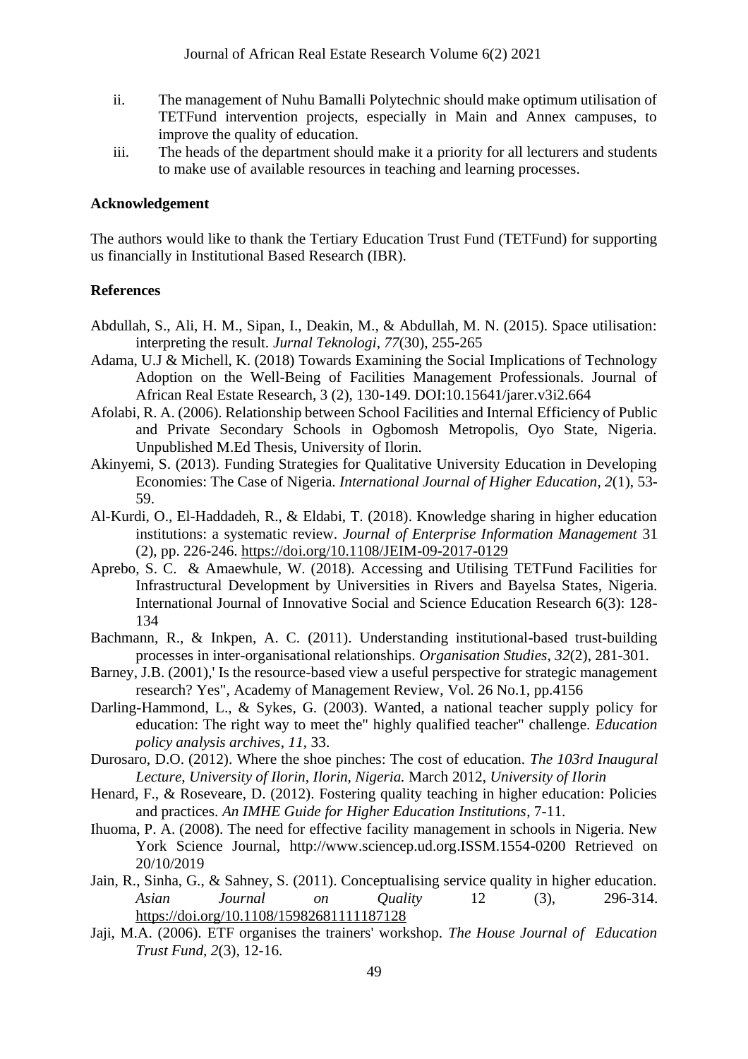ii. The management of Nuhu Bamalli Polytechnic should make optimum utilisation of TETFund intervention projects, especially in Main and Annex campuses, to improve the quality of education.

iii. The heads of the department should make it a priority for all lecturers and students to make use of available resources in teaching and learning processes.

## Acknowledgement

The authors would like to thank the Tertiary Education Trust Fund (TETFund) for supporting us financially in Institutional Based Research (IBR).

## References

Abdullah, S., Ali, H. M., Sipan, I., Deakin, M., & Abdullah, M. N. (2015). Space utilisation: interpreting the result. *Jurnal Teknologi*, *77*(30), 255-265

Adama, U.J & Michell, K. (2018) Towards Examining the Social Implications of Technology Adoption on the Well-Being of Facilities Management Professionals. Journal of African Real Estate Research, 3 (2), 130-149. DOI:10.15641/jarer.v3i2.664

Afolabi, R. A. (2006). Relationship between School Facilities and Internal Efficiency of Public and Private Secondary Schools in Ogbomosh Metropolis, Oyo State, Nigeria. Unpublished M.Ed Thesis, University of Ilorin.

Akinyemi, S. (2013). Funding Strategies for Qualitative University Education in Developing Economies: The Case of Nigeria. *International Journal of Higher Education*, *2*(1), 53-59.

Al-Kurdi, O., El-Haddadeh, R., & Eldabi, T. (2018). Knowledge sharing in higher education institutions: a systematic review. *Journal of Enterprise Information Management* 31 (2), pp. 226-246. https://doi.org/10.1108/JEIM-09-2017-0129

Aprebo, S. C. & Amaewhule, W. (2018). Accessing and Utilising TETFund Facilities for Infrastructural Development by Universities in Rivers and Bayelsa States, Nigeria. International Journal of Innovative Social and Science Education Research 6(3): 128-134

Bachmann, R., & Inkpen, A. C. (2011). Understanding institutional-based trust-building processes in inter-organisational relationships. *Organisation Studies*, *32*(2), 281-301.

Barney, J.B. (2001),' Is the resource-based view a useful perspective for strategic management research? Yes", Academy of Management Review, Vol. 26 No.1, pp.4156

Darling-Hammond, L., & Sykes, G. (2003). Wanted, a national teacher supply policy for education: The right way to meet the" highly qualified teacher" challenge. *Education policy analysis archives*, *11*, 33.

Durosaro, D.O. (2012). Where the shoe pinches: The cost of education. *The 103rd Inaugural Lecture, University of Ilorin, Ilorin, Nigeria.* March 2012, *University of Ilorin*

Henard, F., & Roseveare, D. (2012). Fostering quality teaching in higher education: Policies and practices. *An IMHE Guide for Higher Education Institutions*, 7-11.

Ihuoma, P. A. (2008). The need for effective facility management in schools in Nigeria. New York Science Journal, http://www.sciencep.ud.org.ISSM.1554-0200 Retrieved on 20/10/2019

Jain, R., Sinha, G., & Sahney, S. (2011). Conceptualising service quality in higher education. *Asian Journal on Quality* 12 (3), 296-314. https://doi.org/10.1108/15982681111187128

Jaji, M.A. (2006). ETF organises the trainers' workshop. *The House Journal of Education Trust Fund, 2*(3), 12-16.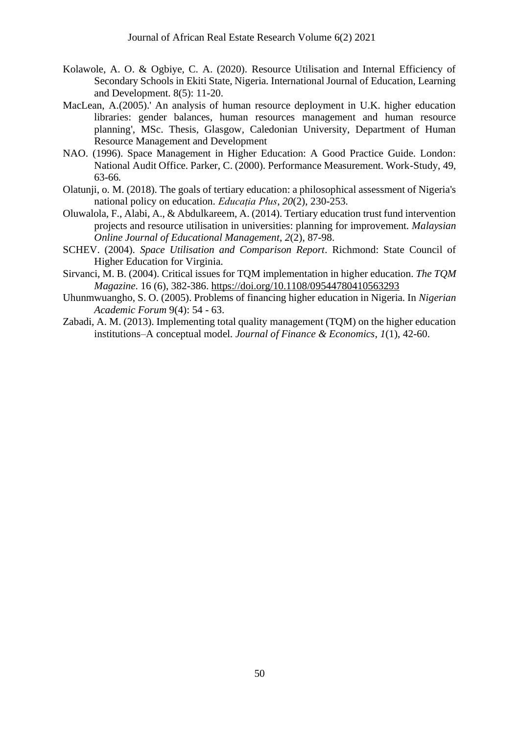Kolawole, A. O. & Ogbiye, C. A. (2020). Resource Utilisation and Internal Efficiency of Secondary Schools in Ekiti State, Nigeria. International Journal of Education, Learning and Development. 8(5): 11-20.

MacLean, A.(2005).' An analysis of human resource deployment in U.K. higher education libraries: gender balances, human resources management and human resource planning', MSc. Thesis, Glasgow, Caledonian University, Department of Human Resource Management and Development

NAO. (1996). Space Management in Higher Education: A Good Practice Guide. London: National Audit Office. Parker, C. (2000). Performance Measurement. Work-Study, 49, 63-66.

Olatunji, o. M. (2018). The goals of tertiary education: a philosophical assessment of Nigeria's national policy on education. *Educația Plus*, *20*(2), 230-253.

Oluwalola, F., Alabi, A., & Abdulkareem, A. (2014). Tertiary education trust fund intervention projects and resource utilisation in universities: planning for improvement. *Malaysian Online Journal of Educational Management*, *2*(2), 87-98.

SCHEV. (2004). *Space Utilisation and Comparison Report*. Richmond: State Council of Higher Education for Virginia.

Sirvanci, M. B. (2004). Critical issues for TQM implementation in higher education. *The TQM Magazine*. 16 (6), 382-386. https://doi.org/10.1108/09544780410563293

Uhunmwuangho, S. O. (2005). Problems of financing higher education in Nigeria. In *Nigerian Academic Forum* 9(4): 54 - 63.

Zabadi, A. M. (2013). Implementing total quality management (TQM) on the higher education institutions–A conceptual model. *Journal of Finance & Economics*, *1*(1), 42-60.